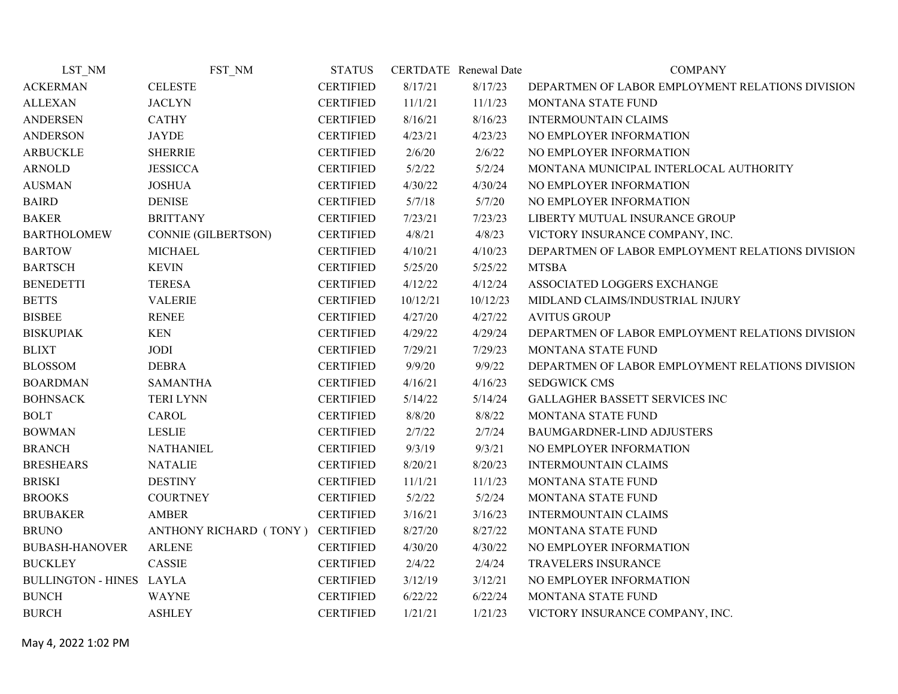| LST_NM | FST_NM | STATUS | CERTDATE | Renewal Date | COMPANY |
|---|---|---|---|---|---|
| ACKERMAN | CELESTE | CERTIFIED | 8/17/21 | 8/17/23 | DEPARTMEN OF LABOR EMPLOYMENT RELATIONS DIVISION |
| ALLEXAN | JACLYN | CERTIFIED | 11/1/21 | 11/1/23 | MONTANA STATE FUND |
| ANDERSEN | CATHY | CERTIFIED | 8/16/21 | 8/16/23 | INTERMOUNTAIN CLAIMS |
| ANDERSON | JAYDE | CERTIFIED | 4/23/21 | 4/23/23 | NO EMPLOYER INFORMATION |
| ARBUCKLE | SHERRIE | CERTIFIED | 2/6/20 | 2/6/22 | NO EMPLOYER INFORMATION |
| ARNOLD | JESSICCA | CERTIFIED | 5/2/22 | 5/2/24 | MONTANA MUNICIPAL INTERLOCAL AUTHORITY |
| AUSMAN | JOSHUA | CERTIFIED | 4/30/22 | 4/30/24 | NO EMPLOYER INFORMATION |
| BAIRD | DENISE | CERTIFIED | 5/7/18 | 5/7/20 | NO EMPLOYER INFORMATION |
| BAKER | BRITTANY | CERTIFIED | 7/23/21 | 7/23/23 | LIBERTY MUTUAL INSURANCE GROUP |
| BARTHOLOMEW | CONNIE (GILBERTSON) | CERTIFIED | 4/8/21 | 4/8/23 | VICTORY INSURANCE COMPANY, INC. |
| BARTOW | MICHAEL | CERTIFIED | 4/10/21 | 4/10/23 | DEPARTMEN OF LABOR EMPLOYMENT RELATIONS DIVISION |
| BARTSCH | KEVIN | CERTIFIED | 5/25/20 | 5/25/22 | MTSBA |
| BENEDETTI | TERESA | CERTIFIED | 4/12/22 | 4/12/24 | ASSOCIATED LOGGERS EXCHANGE |
| BETTS | VALERIE | CERTIFIED | 10/12/21 | 10/12/23 | MIDLAND CLAIMS/INDUSTRIAL INJURY |
| BISBEE | RENEE | CERTIFIED | 4/27/20 | 4/27/22 | AVITUS GROUP |
| BISKUPIAK | KEN | CERTIFIED | 4/29/22 | 4/29/24 | DEPARTMEN OF LABOR EMPLOYMENT RELATIONS DIVISION |
| BLIXT | JODI | CERTIFIED | 7/29/21 | 7/29/23 | MONTANA STATE FUND |
| BLOSSOM | DEBRA | CERTIFIED | 9/9/20 | 9/9/22 | DEPARTMEN OF LABOR EMPLOYMENT RELATIONS DIVISION |
| BOARDMAN | SAMANTHA | CERTIFIED | 4/16/21 | 4/16/23 | SEDGWICK CMS |
| BOHNSACK | TERI LYNN | CERTIFIED | 5/14/22 | 5/14/24 | GALLAGHER BASSETT SERVICES INC |
| BOLT | CAROL | CERTIFIED | 8/8/20 | 8/8/22 | MONTANA STATE FUND |
| BOWMAN | LESLIE | CERTIFIED | 2/7/22 | 2/7/24 | BAUMGARDNER-LIND ADJUSTERS |
| BRANCH | NATHANIEL | CERTIFIED | 9/3/19 | 9/3/21 | NO EMPLOYER INFORMATION |
| BRESHEARS | NATALIE | CERTIFIED | 8/20/21 | 8/20/23 | INTERMOUNTAIN CLAIMS |
| BRISKI | DESTINY | CERTIFIED | 11/1/21 | 11/1/23 | MONTANA STATE FUND |
| BROOKS | COURTNEY | CERTIFIED | 5/2/22 | 5/2/24 | MONTANA STATE FUND |
| BRUBAKER | AMBER | CERTIFIED | 3/16/21 | 3/16/23 | INTERMOUNTAIN CLAIMS |
| BRUNO | ANTHONY RICHARD ( TONY ) | CERTIFIED | 8/27/20 | 8/27/22 | MONTANA STATE FUND |
| BUBASH-HANOVER | ARLENE | CERTIFIED | 4/30/20 | 4/30/22 | NO EMPLOYER INFORMATION |
| BUCKLEY | CASSIE | CERTIFIED | 2/4/22 | 2/4/24 | TRAVELERS INSURANCE |
| BULLINGTON - HINES | LAYLA | CERTIFIED | 3/12/19 | 3/12/21 | NO EMPLOYER INFORMATION |
| BUNCH | WAYNE | CERTIFIED | 6/22/22 | 6/22/24 | MONTANA STATE FUND |
| BURCH | ASHLEY | CERTIFIED | 1/21/21 | 1/21/23 | VICTORY INSURANCE COMPANY, INC. |

May 4, 2022 1:02 PM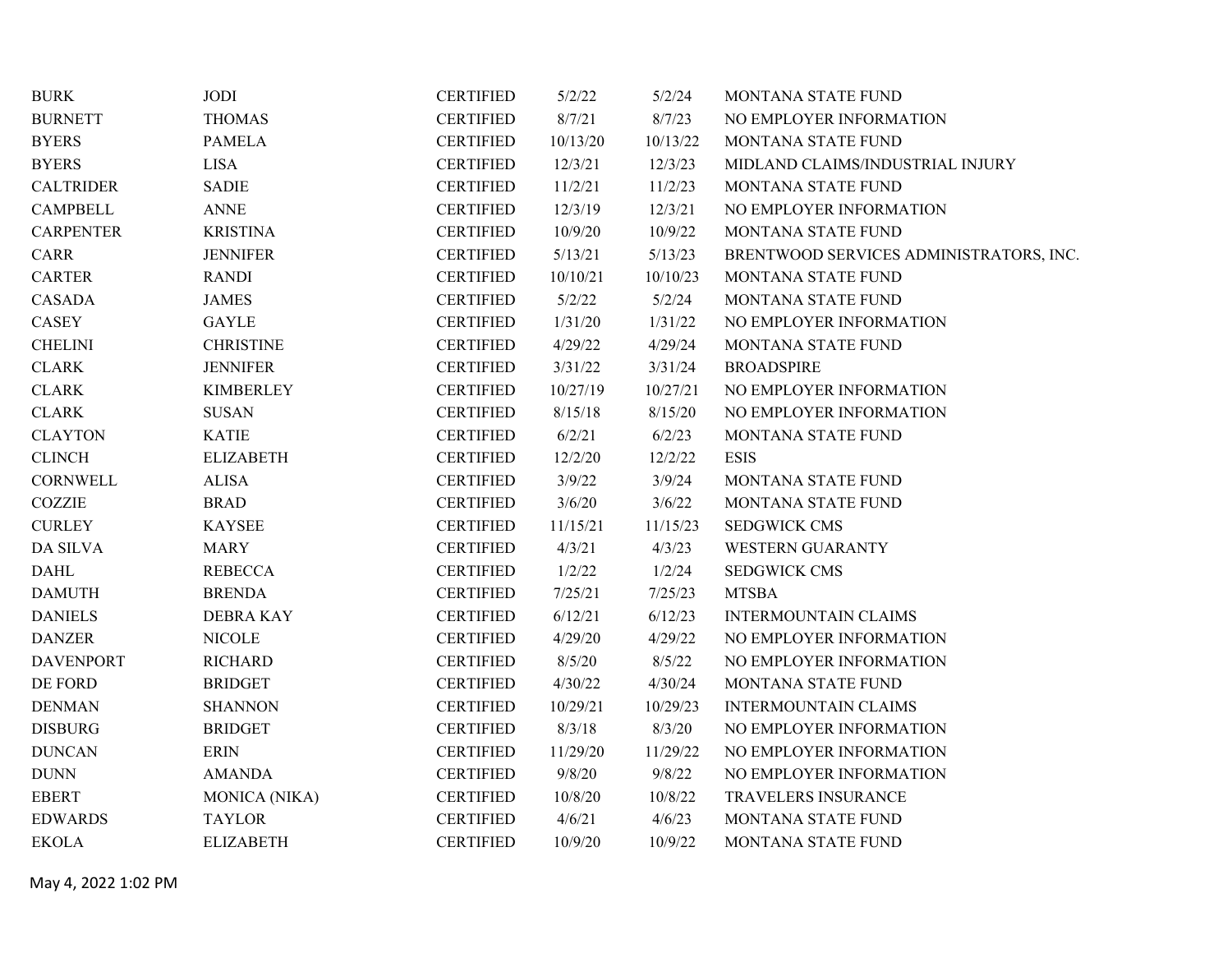| | | | | | |
|---|---|---|---|---|---|
| BURK | JODI | CERTIFIED | 5/2/22 | 5/2/24 | MONTANA STATE FUND |
| BURNETT | THOMAS | CERTIFIED | 8/7/21 | 8/7/23 | NO EMPLOYER INFORMATION |
| BYERS | PAMELA | CERTIFIED | 10/13/20 | 10/13/22 | MONTANA STATE FUND |
| BYERS | LISA | CERTIFIED | 12/3/21 | 12/3/23 | MIDLAND CLAIMS/INDUSTRIAL INJURY |
| CALTRIDER | SADIE | CERTIFIED | 11/2/21 | 11/2/23 | MONTANA STATE FUND |
| CAMPBELL | ANNE | CERTIFIED | 12/3/19 | 12/3/21 | NO EMPLOYER INFORMATION |
| CARPENTER | KRISTINA | CERTIFIED | 10/9/20 | 10/9/22 | MONTANA STATE FUND |
| CARR | JENNIFER | CERTIFIED | 5/13/21 | 5/13/23 | BRENTWOOD SERVICES ADMINISTRATORS, INC. |
| CARTER | RANDI | CERTIFIED | 10/10/21 | 10/10/23 | MONTANA STATE FUND |
| CASADA | JAMES | CERTIFIED | 5/2/22 | 5/2/24 | MONTANA STATE FUND |
| CASEY | GAYLE | CERTIFIED | 1/31/20 | 1/31/22 | NO EMPLOYER INFORMATION |
| CHELINI | CHRISTINE | CERTIFIED | 4/29/22 | 4/29/24 | MONTANA STATE FUND |
| CLARK | JENNIFER | CERTIFIED | 3/31/22 | 3/31/24 | BROADSPIRE |
| CLARK | KIMBERLEY | CERTIFIED | 10/27/19 | 10/27/21 | NO EMPLOYER INFORMATION |
| CLARK | SUSAN | CERTIFIED | 8/15/18 | 8/15/20 | NO EMPLOYER INFORMATION |
| CLAYTON | KATIE | CERTIFIED | 6/2/21 | 6/2/23 | MONTANA STATE FUND |
| CLINCH | ELIZABETH | CERTIFIED | 12/2/20 | 12/2/22 | ESIS |
| CORNWELL | ALISA | CERTIFIED | 3/9/22 | 3/9/24 | MONTANA STATE FUND |
| COZZIE | BRAD | CERTIFIED | 3/6/20 | 3/6/22 | MONTANA STATE FUND |
| CURLEY | KAYSEE | CERTIFIED | 11/15/21 | 11/15/23 | SEDGWICK CMS |
| DA SILVA | MARY | CERTIFIED | 4/3/21 | 4/3/23 | WESTERN GUARANTY |
| DAHL | REBECCA | CERTIFIED | 1/2/22 | 1/2/24 | SEDGWICK CMS |
| DAMUTH | BRENDA | CERTIFIED | 7/25/21 | 7/25/23 | MTSBA |
| DANIELS | DEBRA KAY | CERTIFIED | 6/12/21 | 6/12/23 | INTERMOUNTAIN CLAIMS |
| DANZER | NICOLE | CERTIFIED | 4/29/20 | 4/29/22 | NO EMPLOYER INFORMATION |
| DAVENPORT | RICHARD | CERTIFIED | 8/5/20 | 8/5/22 | NO EMPLOYER INFORMATION |
| DE FORD | BRIDGET | CERTIFIED | 4/30/22 | 4/30/24 | MONTANA STATE FUND |
| DENMAN | SHANNON | CERTIFIED | 10/29/21 | 10/29/23 | INTERMOUNTAIN CLAIMS |
| DISBURG | BRIDGET | CERTIFIED | 8/3/18 | 8/3/20 | NO EMPLOYER INFORMATION |
| DUNCAN | ERIN | CERTIFIED | 11/29/20 | 11/29/22 | NO EMPLOYER INFORMATION |
| DUNN | AMANDA | CERTIFIED | 9/8/20 | 9/8/22 | NO EMPLOYER INFORMATION |
| EBERT | MONICA (NIKA) | CERTIFIED | 10/8/20 | 10/8/22 | TRAVELERS INSURANCE |
| EDWARDS | TAYLOR | CERTIFIED | 4/6/21 | 4/6/23 | MONTANA STATE FUND |
| EKOLA | ELIZABETH | CERTIFIED | 10/9/20 | 10/9/22 | MONTANA STATE FUND |

May 4, 2022 1:02 PM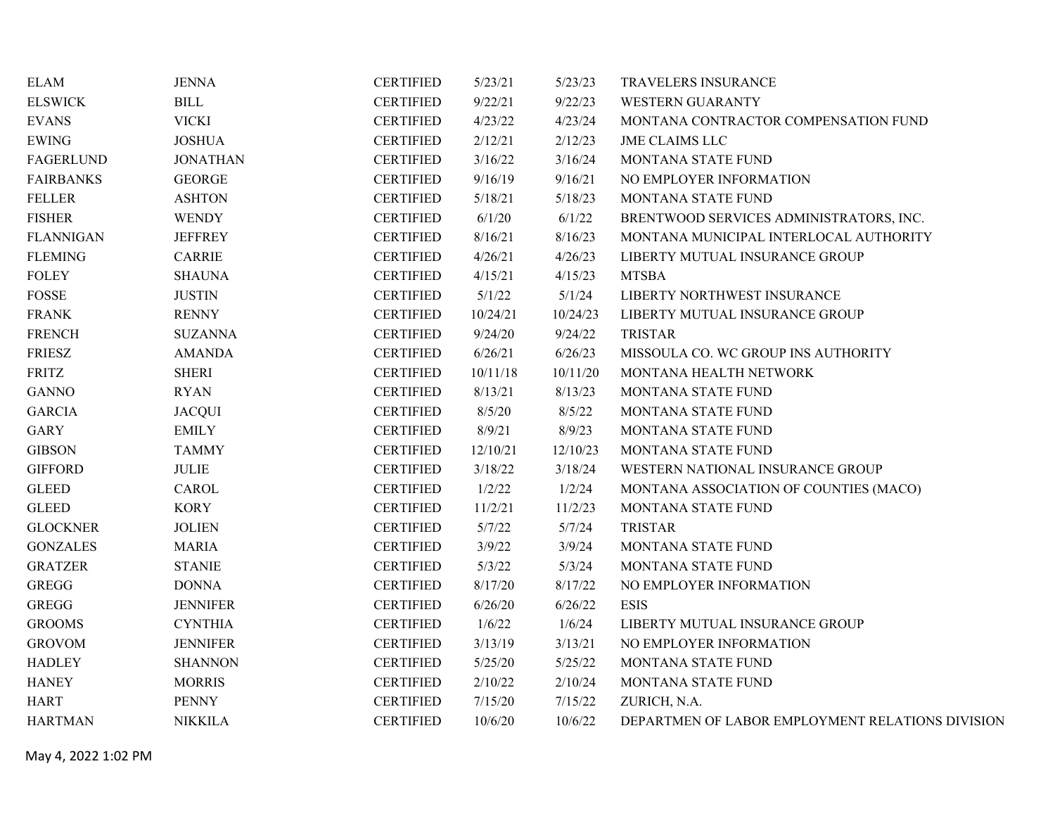| | | | | | |
|---|---|---|---|---|---|
| ELAM | JENNA | CERTIFIED | 5/23/21 | 5/23/23 | TRAVELERS INSURANCE |
| ELSWICK | BILL | CERTIFIED | 9/22/21 | 9/22/23 | WESTERN GUARANTY |
| EVANS | VICKI | CERTIFIED | 4/23/22 | 4/23/24 | MONTANA CONTRACTOR COMPENSATION FUND |
| EWING | JOSHUA | CERTIFIED | 2/12/21 | 2/12/23 | JME CLAIMS LLC |
| FAGERLUND | JONATHAN | CERTIFIED | 3/16/22 | 3/16/24 | MONTANA STATE FUND |
| FAIRBANKS | GEORGE | CERTIFIED | 9/16/19 | 9/16/21 | NO EMPLOYER INFORMATION |
| FELLER | ASHTON | CERTIFIED | 5/18/21 | 5/18/23 | MONTANA STATE FUND |
| FISHER | WENDY | CERTIFIED | 6/1/20 | 6/1/22 | BRENTWOOD SERVICES ADMINISTRATORS, INC. |
| FLANNIGAN | JEFFREY | CERTIFIED | 8/16/21 | 8/16/23 | MONTANA MUNICIPAL INTERLOCAL AUTHORITY |
| FLEMING | CARRIE | CERTIFIED | 4/26/21 | 4/26/23 | LIBERTY MUTUAL INSURANCE GROUP |
| FOLEY | SHAUNA | CERTIFIED | 4/15/21 | 4/15/23 | MTSBA |
| FOSSE | JUSTIN | CERTIFIED | 5/1/22 | 5/1/24 | LIBERTY NORTHWEST INSURANCE |
| FRANK | RENNY | CERTIFIED | 10/24/21 | 10/24/23 | LIBERTY MUTUAL INSURANCE GROUP |
| FRENCH | SUZANNA | CERTIFIED | 9/24/20 | 9/24/22 | TRISTAR |
| FRIESZ | AMANDA | CERTIFIED | 6/26/21 | 6/26/23 | MISSOULA CO. WC GROUP INS AUTHORITY |
| FRITZ | SHERI | CERTIFIED | 10/11/18 | 10/11/20 | MONTANA HEALTH NETWORK |
| GANNO | RYAN | CERTIFIED | 8/13/21 | 8/13/23 | MONTANA STATE FUND |
| GARCIA | JACQUI | CERTIFIED | 8/5/20 | 8/5/22 | MONTANA STATE FUND |
| GARY | EMILY | CERTIFIED | 8/9/21 | 8/9/23 | MONTANA STATE FUND |
| GIBSON | TAMMY | CERTIFIED | 12/10/21 | 12/10/23 | MONTANA STATE FUND |
| GIFFORD | JULIE | CERTIFIED | 3/18/22 | 3/18/24 | WESTERN NATIONAL INSURANCE GROUP |
| GLEED | CAROL | CERTIFIED | 1/2/22 | 1/2/24 | MONTANA ASSOCIATION OF COUNTIES (MACO) |
| GLEED | KORY | CERTIFIED | 11/2/21 | 11/2/23 | MONTANA STATE FUND |
| GLOCKNER | JOLIEN | CERTIFIED | 5/7/22 | 5/7/24 | TRISTAR |
| GONZALES | MARIA | CERTIFIED | 3/9/22 | 3/9/24 | MONTANA STATE FUND |
| GRATZER | STANIE | CERTIFIED | 5/3/22 | 5/3/24 | MONTANA STATE FUND |
| GREGG | DONNA | CERTIFIED | 8/17/20 | 8/17/22 | NO EMPLOYER INFORMATION |
| GREGG | JENNIFER | CERTIFIED | 6/26/20 | 6/26/22 | ESIS |
| GROOMS | CYNTHIA | CERTIFIED | 1/6/22 | 1/6/24 | LIBERTY MUTUAL INSURANCE GROUP |
| GROVOM | JENNIFER | CERTIFIED | 3/13/19 | 3/13/21 | NO EMPLOYER INFORMATION |
| HADLEY | SHANNON | CERTIFIED | 5/25/20 | 5/25/22 | MONTANA STATE FUND |
| HANEY | MORRIS | CERTIFIED | 2/10/22 | 2/10/24 | MONTANA STATE FUND |
| HART | PENNY | CERTIFIED | 7/15/20 | 7/15/22 | ZURICH, N.A. |
| HARTMAN | NIKKILA | CERTIFIED | 10/6/20 | 10/6/22 | DEPARTMEN OF LABOR EMPLOYMENT RELATIONS DIVISION |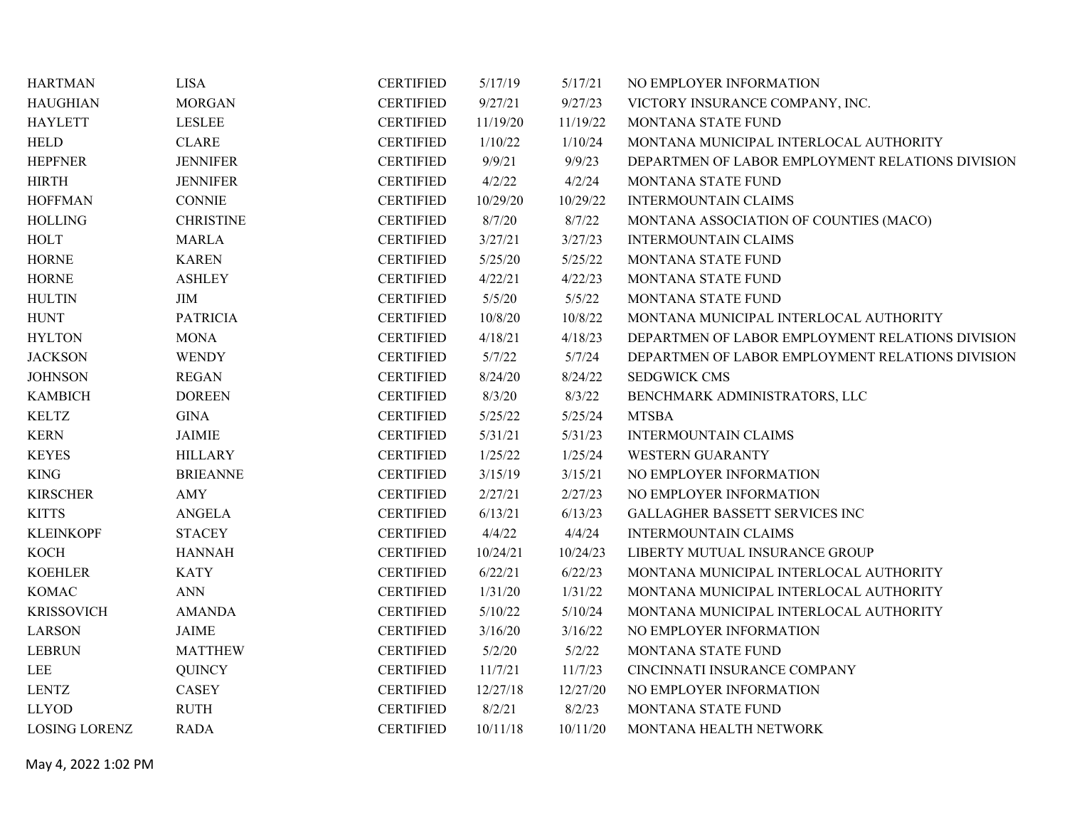| | | | | | |
|---|---|---|---|---|---|
| HARTMAN | LISA | CERTIFIED | 5/17/19 | 5/17/21 | NO EMPLOYER INFORMATION |
| HAUGHIAN | MORGAN | CERTIFIED | 9/27/21 | 9/27/23 | VICTORY INSURANCE COMPANY, INC. |
| HAYLETT | LESLEE | CERTIFIED | 11/19/20 | 11/19/22 | MONTANA STATE FUND |
| HELD | CLARE | CERTIFIED | 1/10/22 | 1/10/24 | MONTANA MUNICIPAL INTERLOCAL AUTHORITY |
| HEPFNER | JENNIFER | CERTIFIED | 9/9/21 | 9/9/23 | DEPARTMEN OF LABOR EMPLOYMENT RELATIONS DIVISION |
| HIRTH | JENNIFER | CERTIFIED | 4/2/22 | 4/2/24 | MONTANA STATE FUND |
| HOFFMAN | CONNIE | CERTIFIED | 10/29/20 | 10/29/22 | INTERMOUNTAIN CLAIMS |
| HOLLING | CHRISTINE | CERTIFIED | 8/7/20 | 8/7/22 | MONTANA ASSOCIATION OF COUNTIES (MACO) |
| HOLT | MARLA | CERTIFIED | 3/27/21 | 3/27/23 | INTERMOUNTAIN CLAIMS |
| HORNE | KAREN | CERTIFIED | 5/25/20 | 5/25/22 | MONTANA STATE FUND |
| HORNE | ASHLEY | CERTIFIED | 4/22/21 | 4/22/23 | MONTANA STATE FUND |
| HULTIN | JIM | CERTIFIED | 5/5/20 | 5/5/22 | MONTANA STATE FUND |
| HUNT | PATRICIA | CERTIFIED | 10/8/20 | 10/8/22 | MONTANA MUNICIPAL INTERLOCAL AUTHORITY |
| HYLTON | MONA | CERTIFIED | 4/18/21 | 4/18/23 | DEPARTMEN OF LABOR EMPLOYMENT RELATIONS DIVISION |
| JACKSON | WENDY | CERTIFIED | 5/7/22 | 5/7/24 | DEPARTMEN OF LABOR EMPLOYMENT RELATIONS DIVISION |
| JOHNSON | REGAN | CERTIFIED | 8/24/20 | 8/24/22 | SEDGWICK CMS |
| KAMBICH | DOREEN | CERTIFIED | 8/3/20 | 8/3/22 | BENCHMARK ADMINISTRATORS, LLC |
| KELTZ | GINA | CERTIFIED | 5/25/22 | 5/25/24 | MTSBA |
| KERN | JAIMIE | CERTIFIED | 5/31/21 | 5/31/23 | INTERMOUNTAIN CLAIMS |
| KEYES | HILLARY | CERTIFIED | 1/25/22 | 1/25/24 | WESTERN GUARANTY |
| KING | BRIEANNE | CERTIFIED | 3/15/19 | 3/15/21 | NO EMPLOYER INFORMATION |
| KIRSCHER | AMY | CERTIFIED | 2/27/21 | 2/27/23 | NO EMPLOYER INFORMATION |
| KITTS | ANGELA | CERTIFIED | 6/13/21 | 6/13/23 | GALLAGHER BASSETT SERVICES INC |
| KLEINKOPF | STACEY | CERTIFIED | 4/4/22 | 4/4/24 | INTERMOUNTAIN CLAIMS |
| KOCH | HANNAH | CERTIFIED | 10/24/21 | 10/24/23 | LIBERTY MUTUAL INSURANCE GROUP |
| KOEHLER | KATY | CERTIFIED | 6/22/21 | 6/22/23 | MONTANA MUNICIPAL INTERLOCAL AUTHORITY |
| KOMAC | ANN | CERTIFIED | 1/31/20 | 1/31/22 | MONTANA MUNICIPAL INTERLOCAL AUTHORITY |
| KRISSOVICH | AMANDA | CERTIFIED | 5/10/22 | 5/10/24 | MONTANA MUNICIPAL INTERLOCAL AUTHORITY |
| LARSON | JAIME | CERTIFIED | 3/16/20 | 3/16/22 | NO EMPLOYER INFORMATION |
| LEBRUN | MATTHEW | CERTIFIED | 5/2/20 | 5/2/22 | MONTANA STATE FUND |
| LEE | QUINCY | CERTIFIED | 11/7/21 | 11/7/23 | CINCINNATI INSURANCE COMPANY |
| LENTZ | CASEY | CERTIFIED | 12/27/18 | 12/27/20 | NO EMPLOYER INFORMATION |
| LLYOD | RUTH | CERTIFIED | 8/2/21 | 8/2/23 | MONTANA STATE FUND |
| LOSING LORENZ | RADA | CERTIFIED | 10/11/18 | 10/11/20 | MONTANA HEALTH NETWORK |

May 4, 2022 1:02 PM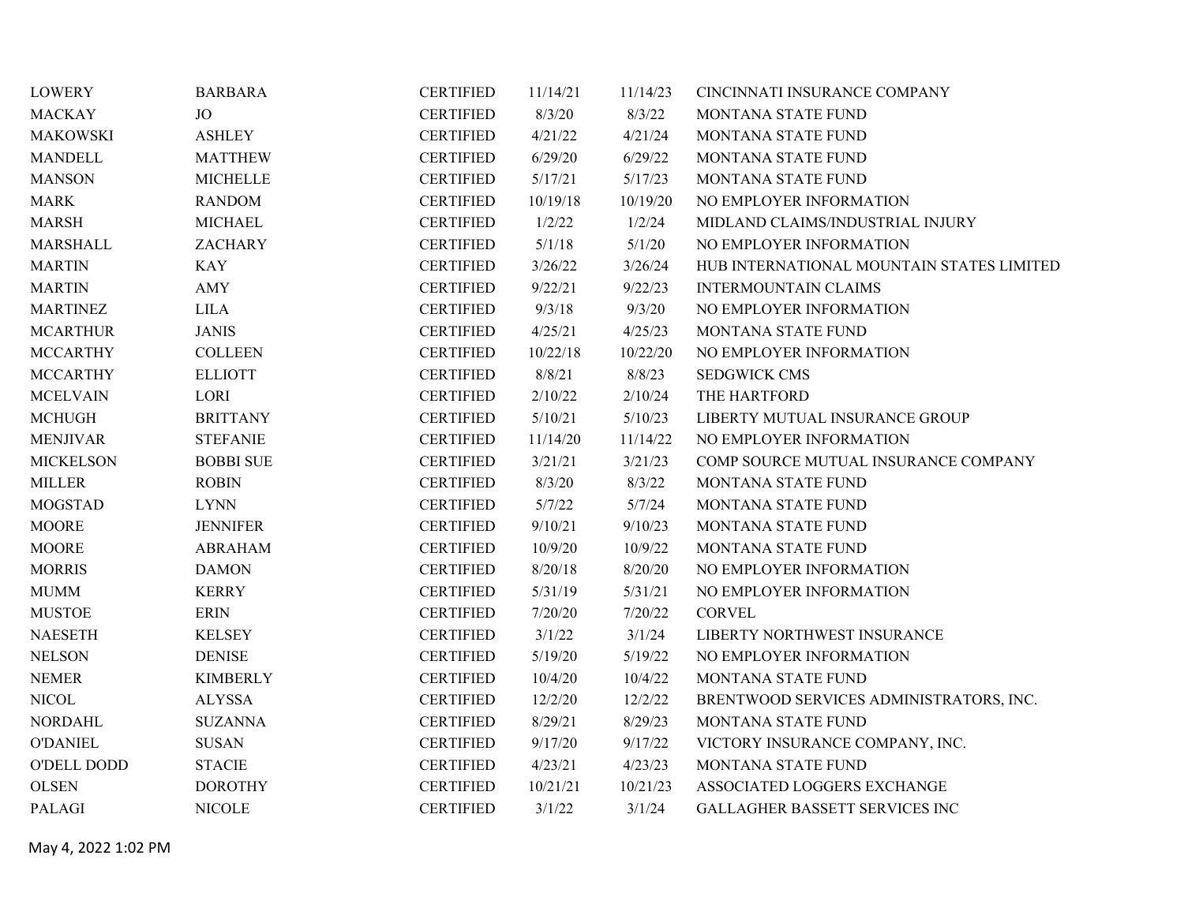| | | | | | |
|---|---|---|---|---|---|
| LOWERY | BARBARA | CERTIFIED | 11/14/21 | 11/14/23 | CINCINNATI INSURANCE COMPANY |
| MACKAY | JO | CERTIFIED | 8/3/20 | 8/3/22 | MONTANA STATE FUND |
| MAKOWSKI | ASHLEY | CERTIFIED | 4/21/22 | 4/21/24 | MONTANA STATE FUND |
| MANDELL | MATTHEW | CERTIFIED | 6/29/20 | 6/29/22 | MONTANA STATE FUND |
| MANSON | MICHELLE | CERTIFIED | 5/17/21 | 5/17/23 | MONTANA STATE FUND |
| MARK | RANDOM | CERTIFIED | 10/19/18 | 10/19/20 | NO EMPLOYER INFORMATION |
| MARSH | MICHAEL | CERTIFIED | 1/2/22 | 1/2/24 | MIDLAND CLAIMS/INDUSTRIAL INJURY |
| MARSHALL | ZACHARY | CERTIFIED | 5/1/18 | 5/1/20 | NO EMPLOYER INFORMATION |
| MARTIN | KAY | CERTIFIED | 3/26/22 | 3/26/24 | HUB INTERNATIONAL MOUNTAIN STATES LIMITED |
| MARTIN | AMY | CERTIFIED | 9/22/21 | 9/22/23 | INTERMOUNTAIN CLAIMS |
| MARTINEZ | LILA | CERTIFIED | 9/3/18 | 9/3/20 | NO EMPLOYER INFORMATION |
| MCARTHUR | JANIS | CERTIFIED | 4/25/21 | 4/25/23 | MONTANA STATE FUND |
| MCCARTHY | COLLEEN | CERTIFIED | 10/22/18 | 10/22/20 | NO EMPLOYER INFORMATION |
| MCCARTHY | ELLIOTT | CERTIFIED | 8/8/21 | 8/8/23 | SEDGWICK CMS |
| MCELVAIN | LORI | CERTIFIED | 2/10/22 | 2/10/24 | THE HARTFORD |
| MCHUGH | BRITTANY | CERTIFIED | 5/10/21 | 5/10/23 | LIBERTY MUTUAL INSURANCE GROUP |
| MENJIVAR | STEFANIE | CERTIFIED | 11/14/20 | 11/14/22 | NO EMPLOYER INFORMATION |
| MICKELSON | BOBBI SUE | CERTIFIED | 3/21/21 | 3/21/23 | COMP SOURCE MUTUAL INSURANCE COMPANY |
| MILLER | ROBIN | CERTIFIED | 8/3/20 | 8/3/22 | MONTANA STATE FUND |
| MOGSTAD | LYNN | CERTIFIED | 5/7/22 | 5/7/24 | MONTANA STATE FUND |
| MOORE | JENNIFER | CERTIFIED | 9/10/21 | 9/10/23 | MONTANA STATE FUND |
| MOORE | ABRAHAM | CERTIFIED | 10/9/20 | 10/9/22 | MONTANA STATE FUND |
| MORRIS | DAMON | CERTIFIED | 8/20/18 | 8/20/20 | NO EMPLOYER INFORMATION |
| MUMM | KERRY | CERTIFIED | 5/31/19 | 5/31/21 | NO EMPLOYER INFORMATION |
| MUSTOE | ERIN | CERTIFIED | 7/20/20 | 7/20/22 | CORVEL |
| NAESETH | KELSEY | CERTIFIED | 3/1/22 | 3/1/24 | LIBERTY NORTHWEST INSURANCE |
| NELSON | DENISE | CERTIFIED | 5/19/20 | 5/19/22 | NO EMPLOYER INFORMATION |
| NEMER | KIMBERLY | CERTIFIED | 10/4/20 | 10/4/22 | MONTANA STATE FUND |
| NICOL | ALYSSA | CERTIFIED | 12/2/20 | 12/2/22 | BRENTWOOD SERVICES ADMINISTRATORS, INC. |
| NORDAHL | SUZANNA | CERTIFIED | 8/29/21 | 8/29/23 | MONTANA STATE FUND |
| O'DANIEL | SUSAN | CERTIFIED | 9/17/20 | 9/17/22 | VICTORY INSURANCE COMPANY, INC. |
| O'DELL DODD | STACIE | CERTIFIED | 4/23/21 | 4/23/23 | MONTANA STATE FUND |
| OLSEN | DOROTHY | CERTIFIED | 10/21/21 | 10/21/23 | ASSOCIATED LOGGERS EXCHANGE |
| PALAGI | NICOLE | CERTIFIED | 3/1/22 | 3/1/24 | GALLAGHER BASSETT SERVICES INC |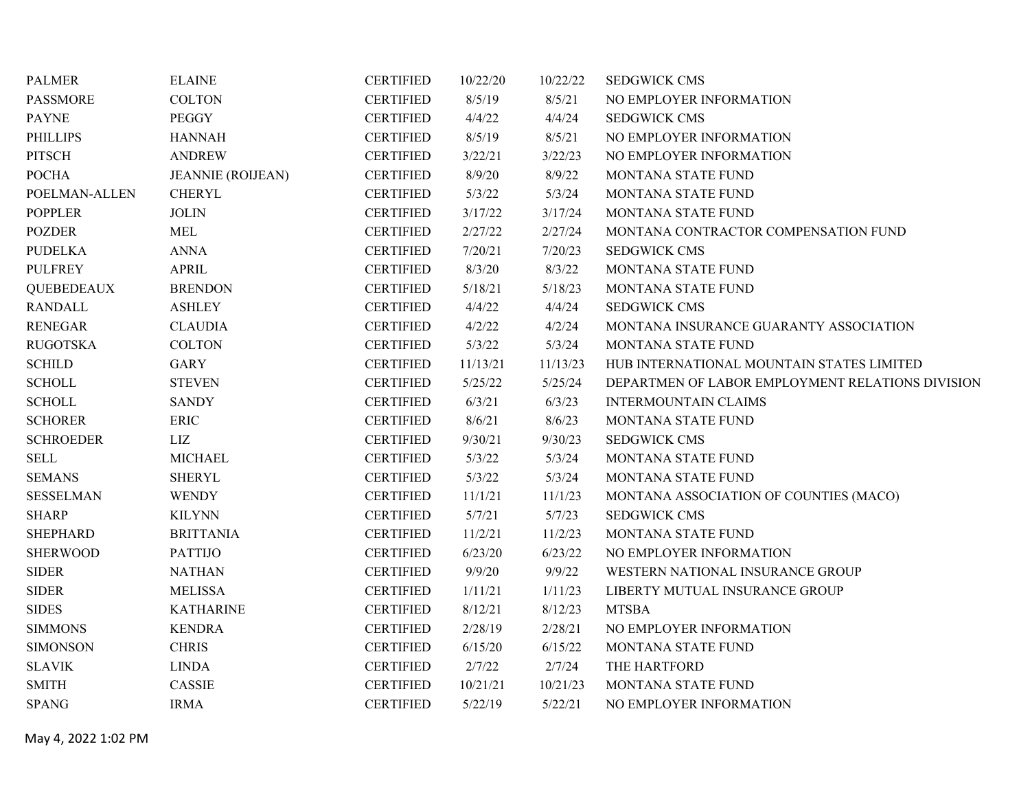| PALMER | ELAINE | CERTIFIED | 10/22/20 | 10/22/22 | SEDGWICK CMS |
|---|---|---|---|---|---|
| PASSMORE | COLTON | CERTIFIED | 8/5/19 | 8/5/21 | NO EMPLOYER INFORMATION |
| PAYNE | PEGGY | CERTIFIED | 4/4/22 | 4/4/24 | SEDGWICK CMS |
| PHILLIPS | HANNAH | CERTIFIED | 8/5/19 | 8/5/21 | NO EMPLOYER INFORMATION |
| PITSCH | ANDREW | CERTIFIED | 3/22/21 | 3/22/23 | NO EMPLOYER INFORMATION |
| POCHA | JEANNIE (ROIJEAN) | CERTIFIED | 8/9/20 | 8/9/22 | MONTANA STATE FUND |
| POELMAN-ALLEN | CHERYL | CERTIFIED | 5/3/22 | 5/3/24 | MONTANA STATE FUND |
| POPPLER | JOLIN | CERTIFIED | 3/17/22 | 3/17/24 | MONTANA STATE FUND |
| POZDER | MEL | CERTIFIED | 2/27/22 | 2/27/24 | MONTANA CONTRACTOR COMPENSATION FUND |
| PUDELKA | ANNA | CERTIFIED | 7/20/21 | 7/20/23 | SEDGWICK CMS |
| PULFREY | APRIL | CERTIFIED | 8/3/20 | 8/3/22 | MONTANA STATE FUND |
| QUEBEDEAUX | BRENDON | CERTIFIED | 5/18/21 | 5/18/23 | MONTANA STATE FUND |
| RANDALL | ASHLEY | CERTIFIED | 4/4/22 | 4/4/24 | SEDGWICK CMS |
| RENEGAR | CLAUDIA | CERTIFIED | 4/2/22 | 4/2/24 | MONTANA INSURANCE GUARANTY ASSOCIATION |
| RUGOTSKA | COLTON | CERTIFIED | 5/3/22 | 5/3/24 | MONTANA STATE FUND |
| SCHILD | GARY | CERTIFIED | 11/13/21 | 11/13/23 | HUB INTERNATIONAL MOUNTAIN STATES LIMITED |
| SCHOLL | STEVEN | CERTIFIED | 5/25/22 | 5/25/24 | DEPARTMEN OF LABOR EMPLOYMENT RELATIONS DIVISION |
| SCHOLL | SANDY | CERTIFIED | 6/3/21 | 6/3/23 | INTERMOUNTAIN CLAIMS |
| SCHORER | ERIC | CERTIFIED | 8/6/21 | 8/6/23 | MONTANA STATE FUND |
| SCHROEDER | LIZ | CERTIFIED | 9/30/21 | 9/30/23 | SEDGWICK CMS |
| SELL | MICHAEL | CERTIFIED | 5/3/22 | 5/3/24 | MONTANA STATE FUND |
| SEMANS | SHERYL | CERTIFIED | 5/3/22 | 5/3/24 | MONTANA STATE FUND |
| SESSELMAN | WENDY | CERTIFIED | 11/1/21 | 11/1/23 | MONTANA ASSOCIATION OF COUNTIES (MACO) |
| SHARP | KILYNN | CERTIFIED | 5/7/21 | 5/7/23 | SEDGWICK CMS |
| SHEPHARD | BRITTANIA | CERTIFIED | 11/2/21 | 11/2/23 | MONTANA STATE FUND |
| SHERWOOD | PATTIJO | CERTIFIED | 6/23/20 | 6/23/22 | NO EMPLOYER INFORMATION |
| SIDER | NATHAN | CERTIFIED | 9/9/20 | 9/9/22 | WESTERN NATIONAL INSURANCE GROUP |
| SIDER | MELISSA | CERTIFIED | 1/11/21 | 1/11/23 | LIBERTY MUTUAL INSURANCE GROUP |
| SIDES | KATHARINE | CERTIFIED | 8/12/21 | 8/12/23 | MTSBA |
| SIMMONS | KENDRA | CERTIFIED | 2/28/19 | 2/28/21 | NO EMPLOYER INFORMATION |
| SIMONSON | CHRIS | CERTIFIED | 6/15/20 | 6/15/22 | MONTANA STATE FUND |
| SLAVIK | LINDA | CERTIFIED | 2/7/22 | 2/7/24 | THE HARTFORD |
| SMITH | CASSIE | CERTIFIED | 10/21/21 | 10/21/23 | MONTANA STATE FUND |
| SPANG | IRMA | CERTIFIED | 5/22/19 | 5/22/21 | NO EMPLOYER INFORMATION |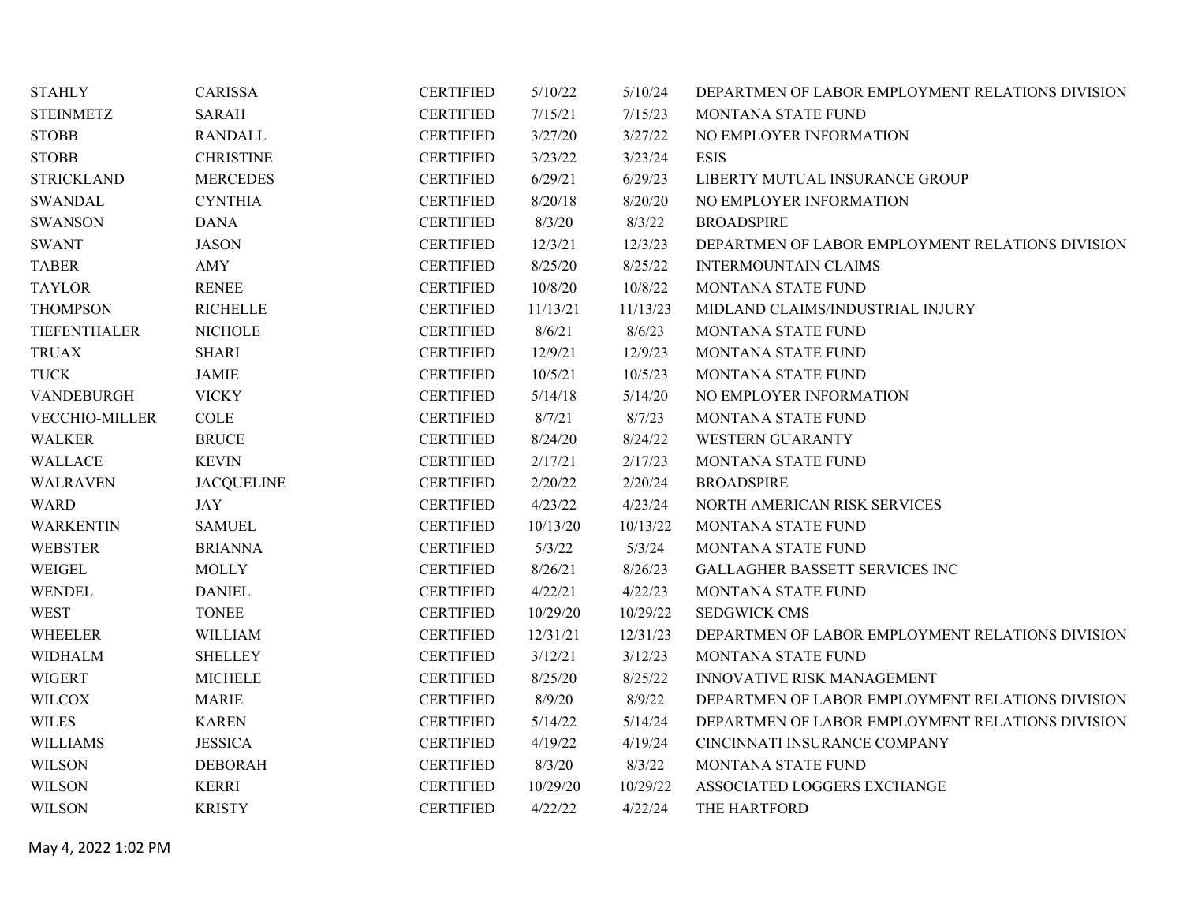| | | | | | |
|---|---|---|---|---|---|
| STAHLY | CARISSA | CERTIFIED | 5/10/22 | 5/10/24 | DEPARTMEN OF LABOR EMPLOYMENT RELATIONS DIVISION |
| STEINMETZ | SARAH | CERTIFIED | 7/15/21 | 7/15/23 | MONTANA STATE FUND |
| STOBB | RANDALL | CERTIFIED | 3/27/20 | 3/27/22 | NO EMPLOYER INFORMATION |
| STOBB | CHRISTINE | CERTIFIED | 3/23/22 | 3/23/24 | ESIS |
| STRICKLAND | MERCEDES | CERTIFIED | 6/29/21 | 6/29/23 | LIBERTY MUTUAL INSURANCE GROUP |
| SWANDAL | CYNTHIA | CERTIFIED | 8/20/18 | 8/20/20 | NO EMPLOYER INFORMATION |
| SWANSON | DANA | CERTIFIED | 8/3/20 | 8/3/22 | BROADSPIRE |
| SWANT | JASON | CERTIFIED | 12/3/21 | 12/3/23 | DEPARTMEN OF LABOR EMPLOYMENT RELATIONS DIVISION |
| TABER | AMY | CERTIFIED | 8/25/20 | 8/25/22 | INTERMOUNTAIN CLAIMS |
| TAYLOR | RENEE | CERTIFIED | 10/8/20 | 10/8/22 | MONTANA STATE FUND |
| THOMPSON | RICHELLE | CERTIFIED | 11/13/21 | 11/13/23 | MIDLAND CLAIMS/INDUSTRIAL INJURY |
| TIEFENTHALER | NICHOLE | CERTIFIED | 8/6/21 | 8/6/23 | MONTANA STATE FUND |
| TRUAX | SHARI | CERTIFIED | 12/9/21 | 12/9/23 | MONTANA STATE FUND |
| TUCK | JAMIE | CERTIFIED | 10/5/21 | 10/5/23 | MONTANA STATE FUND |
| VANDEBURGH | VICKY | CERTIFIED | 5/14/18 | 5/14/20 | NO EMPLOYER INFORMATION |
| VECCHIO-MILLER | COLE | CERTIFIED | 8/7/21 | 8/7/23 | MONTANA STATE FUND |
| WALKER | BRUCE | CERTIFIED | 8/24/20 | 8/24/22 | WESTERN GUARANTY |
| WALLACE | KEVIN | CERTIFIED | 2/17/21 | 2/17/23 | MONTANA STATE FUND |
| WALRAVEN | JACQUELINE | CERTIFIED | 2/20/22 | 2/20/24 | BROADSPIRE |
| WARD | JAY | CERTIFIED | 4/23/22 | 4/23/24 | NORTH AMERICAN RISK SERVICES |
| WARKENTIN | SAMUEL | CERTIFIED | 10/13/20 | 10/13/22 | MONTANA STATE FUND |
| WEBSTER | BRIANNA | CERTIFIED | 5/3/22 | 5/3/24 | MONTANA STATE FUND |
| WEIGEL | MOLLY | CERTIFIED | 8/26/21 | 8/26/23 | GALLAGHER BASSETT SERVICES INC |
| WENDEL | DANIEL | CERTIFIED | 4/22/21 | 4/22/23 | MONTANA STATE FUND |
| WEST | TONEE | CERTIFIED | 10/29/20 | 10/29/22 | SEDGWICK CMS |
| WHEELER | WILLIAM | CERTIFIED | 12/31/21 | 12/31/23 | DEPARTMEN OF LABOR EMPLOYMENT RELATIONS DIVISION |
| WIDHALM | SHELLEY | CERTIFIED | 3/12/21 | 3/12/23 | MONTANA STATE FUND |
| WIGERT | MICHELE | CERTIFIED | 8/25/20 | 8/25/22 | INNOVATIVE RISK MANAGEMENT |
| WILCOX | MARIE | CERTIFIED | 8/9/20 | 8/9/22 | DEPARTMEN OF LABOR EMPLOYMENT RELATIONS DIVISION |
| WILES | KAREN | CERTIFIED | 5/14/22 | 5/14/24 | DEPARTMEN OF LABOR EMPLOYMENT RELATIONS DIVISION |
| WILLIAMS | JESSICA | CERTIFIED | 4/19/22 | 4/19/24 | CINCINNATI INSURANCE COMPANY |
| WILSON | DEBORAH | CERTIFIED | 8/3/20 | 8/3/22 | MONTANA STATE FUND |
| WILSON | KERRI | CERTIFIED | 10/29/20 | 10/29/22 | ASSOCIATED LOGGERS EXCHANGE |
| WILSON | KRISTY | CERTIFIED | 4/22/22 | 4/22/24 | THE HARTFORD |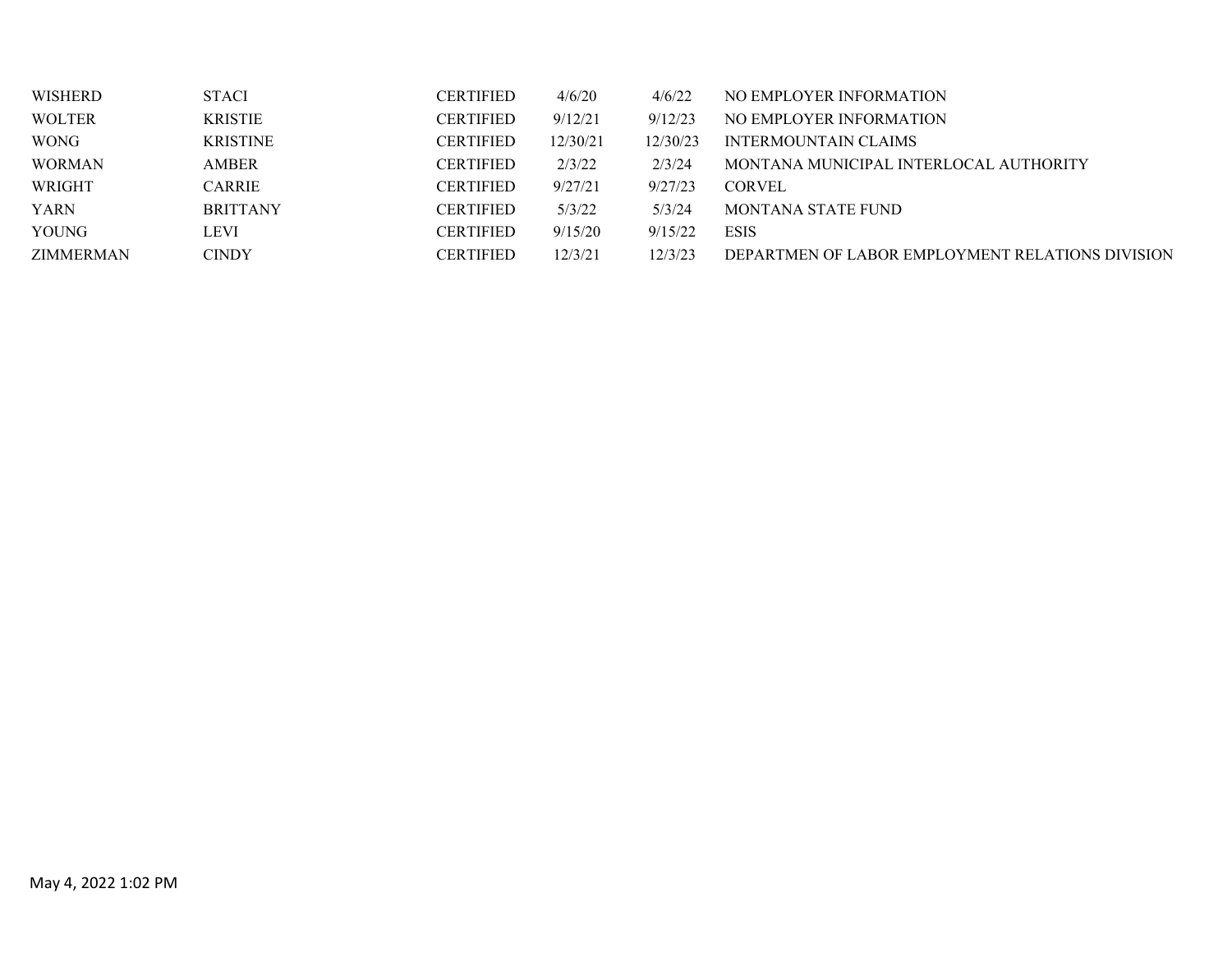| | | | | | |
|---|---|---|---|---|---|
| WISHERD | STACI | CERTIFIED | 4/6/20 | 4/6/22 | NO EMPLOYER INFORMATION |
| WOLTER | KRISTIE | CERTIFIED | 9/12/21 | 9/12/23 | NO EMPLOYER INFORMATION |
| WONG | KRISTINE | CERTIFIED | 12/30/21 | 12/30/23 | INTERMOUNTAIN CLAIMS |
| WORMAN | AMBER | CERTIFIED | 2/3/22 | 2/3/24 | MONTANA MUNICIPAL INTERLOCAL AUTHORITY |
| WRIGHT | CARRIE | CERTIFIED | 9/27/21 | 9/27/23 | CORVEL |
| YARN | BRITTANY | CERTIFIED | 5/3/22 | 5/3/24 | MONTANA STATE FUND |
| YOUNG | LEVI | CERTIFIED | 9/15/20 | 9/15/22 | ESIS |
| ZIMMERMAN | CINDY | CERTIFIED | 12/3/21 | 12/3/23 | DEPARTMEN OF LABOR EMPLOYMENT RELATIONS DIVISION |